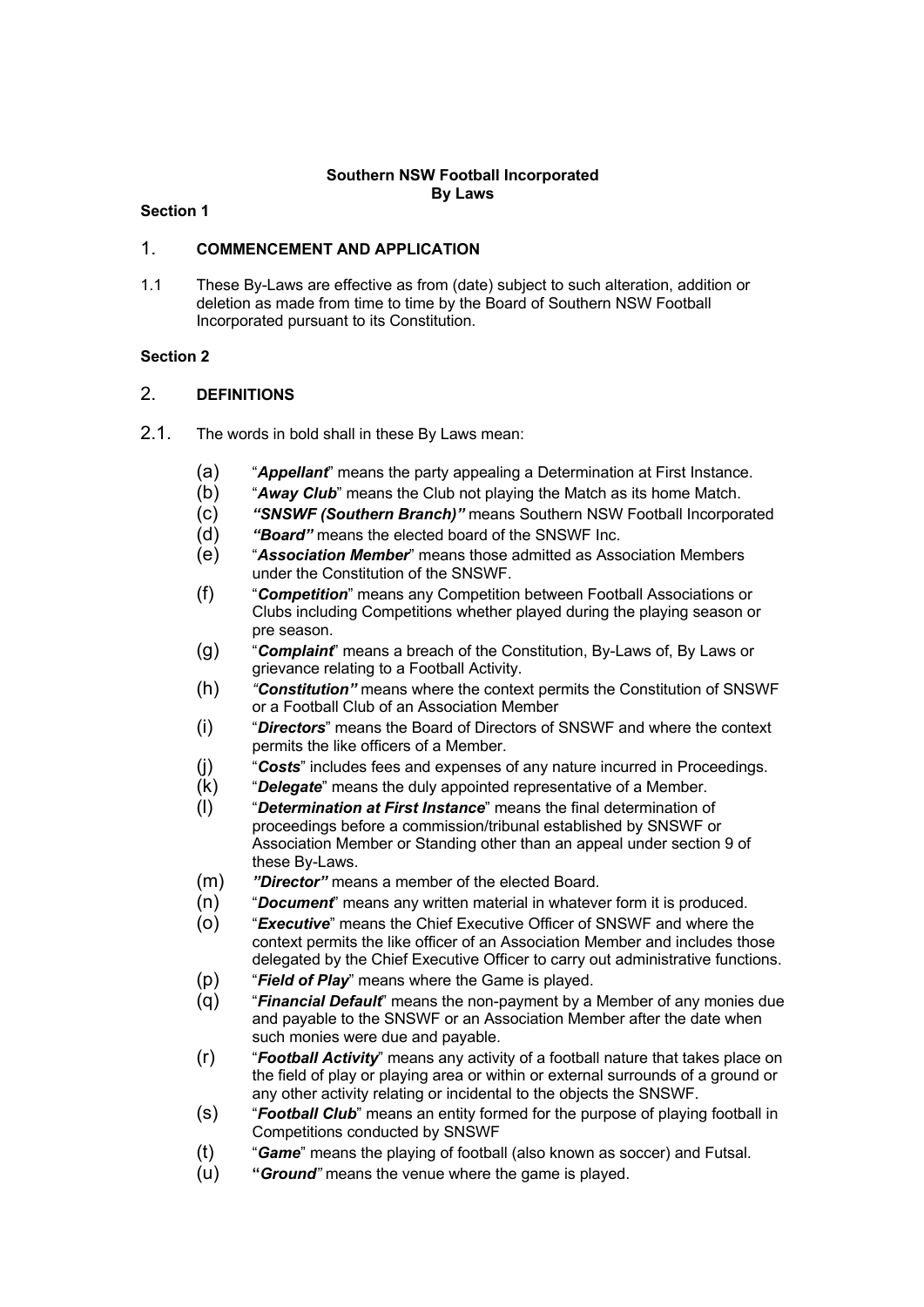**Southern NSW Football Incorporated**
**By Laws**

**Section 1**

## 1. COMMENCEMENT AND APPLICATION

1.1 These By-Laws are effective as from (date) subject to such alteration, addition or deletion as made from time to time by the Board of Southern NSW Football Incorporated pursuant to its Constitution.

**Section 2**

## 2. DEFINITIONS

2.1. The words in bold shall in these By Laws mean:

(a) "***Appellant***" means the party appealing a Determination at First Instance.

(b) "***Away Club***" means the Club not playing the Match as its home Match.

(c) ***"SNSWF (Southern Branch)"*** means Southern NSW Football Incorporated

(d) ***"Board"*** means the elected board of the SNSWF Inc.

(e) "***Association Member***" means those admitted as Association Members under the Constitution of the SNSWF.

(f) "***Competition***" means any Competition between Football Associations or Clubs including Competitions whether played during the playing season or pre season.

(g) "***Complaint***" means a breach of the Constitution, By-Laws of, By Laws or grievance relating to a Football Activity.

(h) *"**Constitution"*** means where the context permits the Constitution of SNSWF or a Football Club of an Association Member

(i) "***Directors***" means the Board of Directors of SNSWF and where the context permits the like officers of a Member.

(j) "***Costs***" includes fees and expenses of any nature incurred in Proceedings.

(k) "***Delegate***" means the duly appointed representative of a Member.

(l) "***Determination at First Instance***" means the final determination of proceedings before a commission/tribunal established by SNSWF or Association Member or Standing other than an appeal under section 9 of these By-Laws.

(m) ***"Director"*** means a member of the elected Board.

(n) "***Document***" means any written material in whatever form it is produced.

(o) "***Executive***" means the Chief Executive Officer of SNSWF and where the context permits the like officer of an Association Member and includes those delegated by the Chief Executive Officer to carry out administrative functions.

(p) "***Field of Play***" means where the Game is played.

(q) "***Financial Default***" means the non-payment by a Member of any monies due and payable to the SNSWF or an Association Member after the date when such monies were due and payable.

(r) "***Football Activity***" means any activity of a football nature that takes place on the field of play or playing area or within or external surrounds of a ground or any other activity relating or incidental to the objects the SNSWF.

(s) "***Football Club***" means an entity formed for the purpose of playing football in Competitions conducted by SNSWF

(t) "***Game***" means the playing of football (also known as soccer) and Futsal.

(u) "***Ground***" means the venue where the game is played.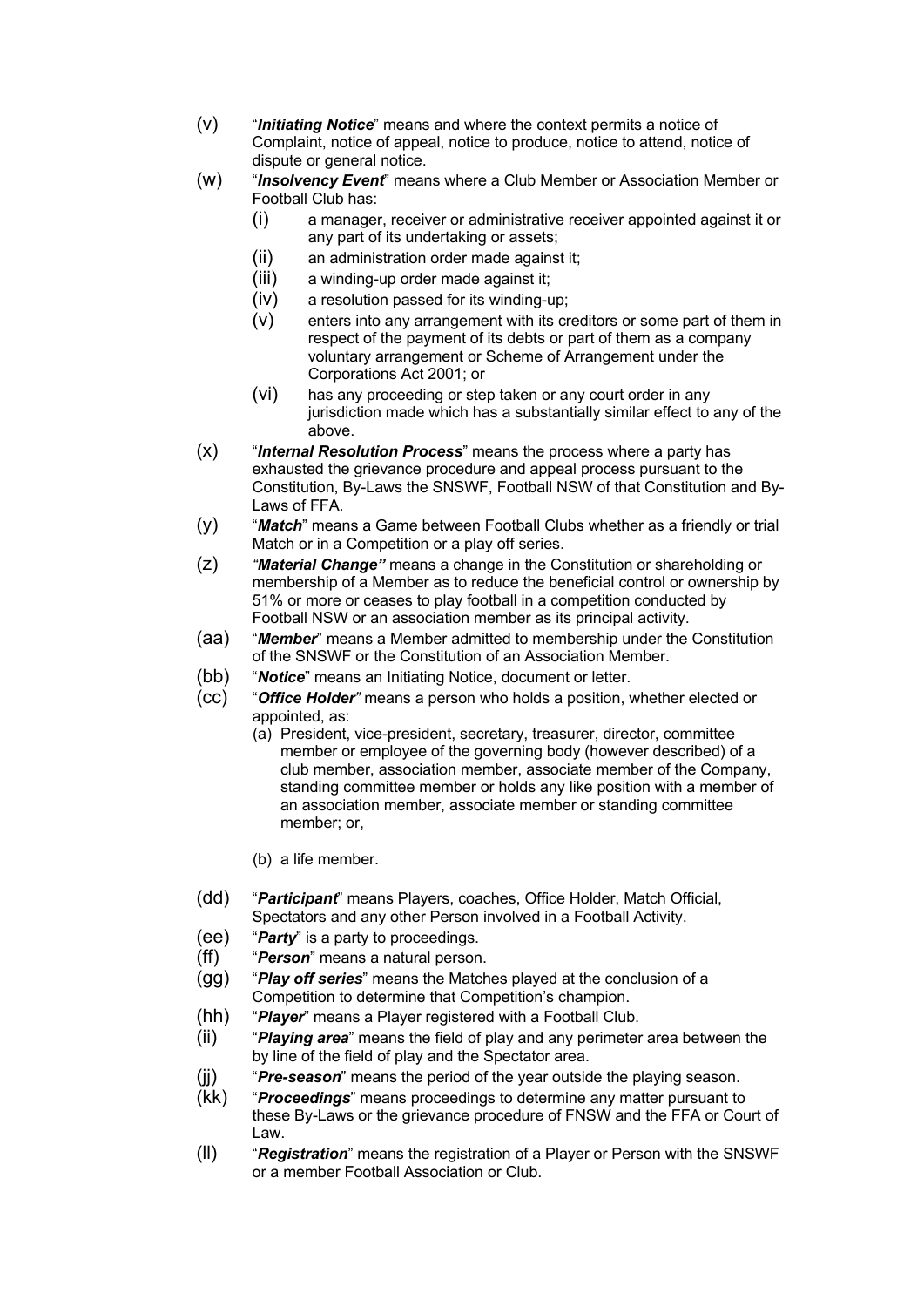(v) "***Initiating Notice***" means and where the context permits a notice of Complaint, notice of appeal, notice to produce, notice to attend, notice of dispute or general notice.

(w) "***Insolvency Event***" means where a Club Member or Association Member or Football Club has:

  (i) a manager, receiver or administrative receiver appointed against it or any part of its undertaking or assets;

  (ii) an administration order made against it;

  (iii) a winding-up order made against it;

  (iv) a resolution passed for its winding-up;

  (v) enters into any arrangement with its creditors or some part of them in respect of the payment of its debts or part of them as a company voluntary arrangement or Scheme of Arrangement under the Corporations Act 2001; or

  (vi) has any proceeding or step taken or any court order in any jurisdiction made which has a substantially similar effect to any of the above.

(x) "***Internal Resolution Process***" means the process where a party has exhausted the grievance procedure and appeal process pursuant to the Constitution, By-Laws the SNSWF, Football NSW of that Constitution and By-Laws of FFA.

(y) "***Match***" means a Game between Football Clubs whether as a friendly or trial Match or in a Competition or a play off series.

(z) "***Material Change***" means a change in the Constitution or shareholding or membership of a Member as to reduce the beneficial control or ownership by 51% or more or ceases to play football in a competition conducted by Football NSW or an association member as its principal activity.

(aa) "***Member***" means a Member admitted to membership under the Constitution of the SNSWF or the Constitution of an Association Member.

(bb) "***Notice***" means an Initiating Notice, document or letter.

(cc) "***Office Holder***" means a person who holds a position, whether elected or appointed, as:

  (a) President, vice-president, secretary, treasurer, director, committee member or employee of the governing body (however described) of a club member, association member, associate member of the Company, standing committee member or holds any like position with a member of an association member, associate member or standing committee member; or,

  (b) a life member.

(dd) "***Participant***" means Players, coaches, Office Holder, Match Official, Spectators and any other Person involved in a Football Activity.

(ee) "***Party***" is a party to proceedings.

(ff) "***Person***" means a natural person.

(gg) "***Play off series***" means the Matches played at the conclusion of a Competition to determine that Competition's champion.

(hh) "***Player***" means a Player registered with a Football Club.

(ii) "***Playing area***" means the field of play and any perimeter area between the by line of the field of play and the Spectator area.

(jj) "***Pre-season***" means the period of the year outside the playing season.

(kk) "***Proceedings***" means proceedings to determine any matter pursuant to these By-Laws or the grievance procedure of FNSW and the FFA or Court of Law.

(ll) "***Registration***" means the registration of a Player or Person with the SNSWF or a member Football Association or Club.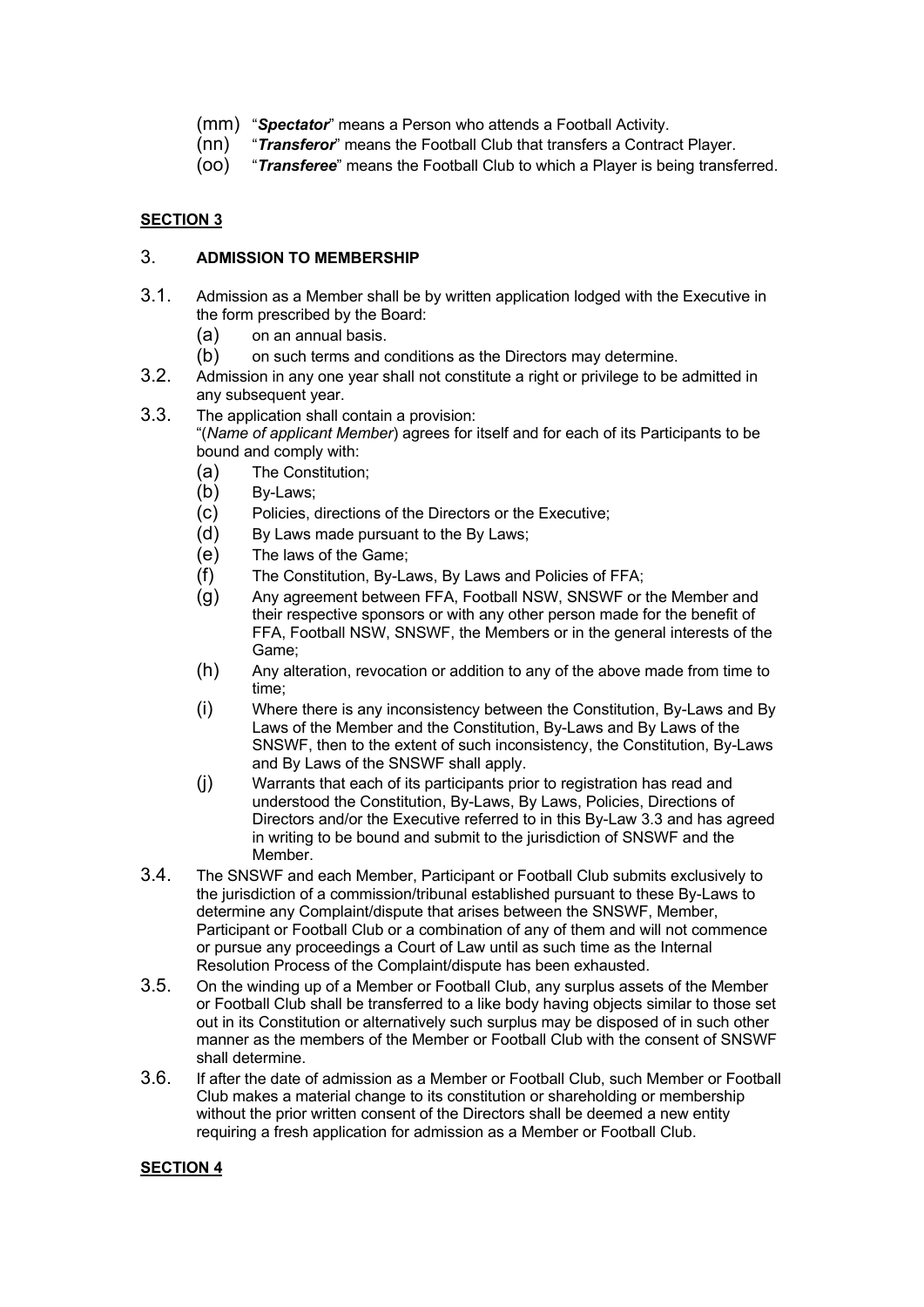(mm) "***Spectator***" means a Person who attends a Football Activity.

(nn) "***Transferor***" means the Football Club that transfers a Contract Player.

(oo) "***Transferee***" means the Football Club to which a Player is being transferred.

**SECTION 3**

## 3. ADMISSION TO MEMBERSHIP

3.1. Admission as a Member shall be by written application lodged with the Executive in the form prescribed by the Board:

(a) on an annual basis.

(b) on such terms and conditions as the Directors may determine.

3.2. Admission in any one year shall not constitute a right or privilege to be admitted in any subsequent year.

3.3. The application shall contain a provision:
"(*Name of applicant Member*) agrees for itself and for each of its Participants to be bound and comply with:

(a) The Constitution;

(b) By-Laws;

(c) Policies, directions of the Directors or the Executive;

(d) By Laws made pursuant to the By Laws;

(e) The laws of the Game;

(f) The Constitution, By-Laws, By Laws and Policies of FFA;

(g) Any agreement between FFA, Football NSW, SNSWF or the Member and their respective sponsors or with any other person made for the benefit of FFA, Football NSW, SNSWF, the Members or in the general interests of the Game;

(h) Any alteration, revocation or addition to any of the above made from time to time;

(i) Where there is any inconsistency between the Constitution, By-Laws and By Laws of the Member and the Constitution, By-Laws and By Laws of the SNSWF, then to the extent of such inconsistency, the Constitution, By-Laws and By Laws of the SNSWF shall apply.

(j) Warrants that each of its participants prior to registration has read and understood the Constitution, By-Laws, By Laws, Policies, Directions of Directors and/or the Executive referred to in this By-Law 3.3 and has agreed in writing to be bound and submit to the jurisdiction of SNSWF and the Member.

3.4. The SNSWF and each Member, Participant or Football Club submits exclusively to the jurisdiction of a commission/tribunal established pursuant to these By-Laws to determine any Complaint/dispute that arises between the SNSWF, Member, Participant or Football Club or a combination of any of them and will not commence or pursue any proceedings a Court of Law until as such time as the Internal Resolution Process of the Complaint/dispute has been exhausted.

3.5. On the winding up of a Member or Football Club, any surplus assets of the Member or Football Club shall be transferred to a like body having objects similar to those set out in its Constitution or alternatively such surplus may be disposed of in such other manner as the members of the Member or Football Club with the consent of SNSWF shall determine.

3.6. If after the date of admission as a Member or Football Club, such Member or Football Club makes a material change to its constitution or shareholding or membership without the prior written consent of the Directors shall be deemed a new entity requiring a fresh application for admission as a Member or Football Club.

**SECTION 4**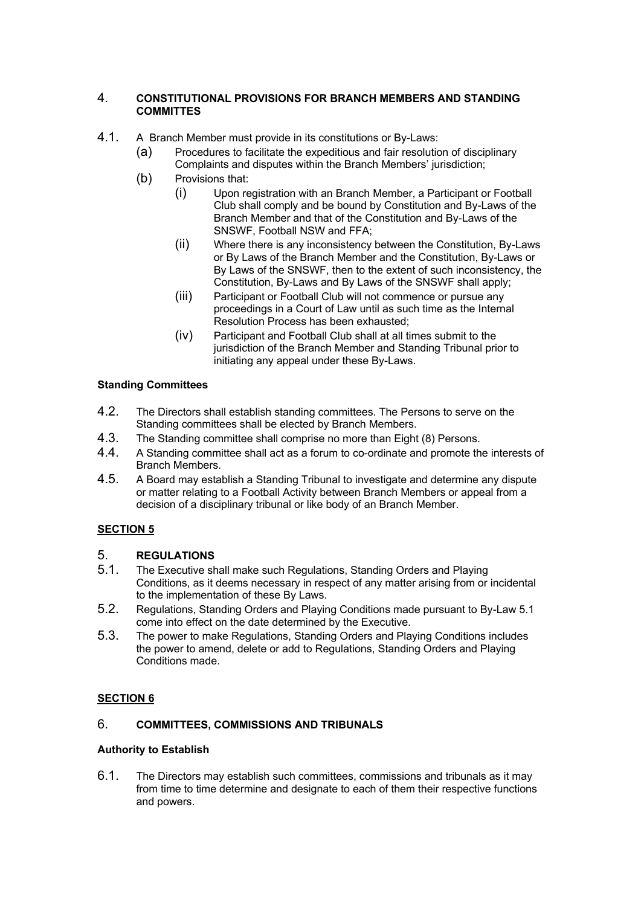## 4. CONSTITUTIONAL PROVISIONS FOR BRANCH MEMBERS AND STANDING COMMITTES

4.1. A Branch Member must provide in its constitutions or By-Laws:

(a) Procedures to facilitate the expeditious and fair resolution of disciplinary Complaints and disputes within the Branch Members' jurisdiction;

(b) Provisions that:

(i) Upon registration with an Branch Member, a Participant or Football Club shall comply and be bound by Constitution and By-Laws of the Branch Member and that of the Constitution and By-Laws of the SNSWF, Football NSW and FFA;

(ii) Where there is any inconsistency between the Constitution, By-Laws or By Laws of the Branch Member and the Constitution, By-Laws or By Laws of the SNSWF, then to the extent of such inconsistency, the Constitution, By-Laws and By Laws of the SNSWF shall apply;

(iii) Participant or Football Club will not commence or pursue any proceedings in a Court of Law until as such time as the Internal Resolution Process has been exhausted;

(iv) Participant and Football Club shall at all times submit to the jurisdiction of the Branch Member and Standing Tribunal prior to initiating any appeal under these By-Laws.

**Standing Committees**

4.2. The Directors shall establish standing committees. The Persons to serve on the Standing committees shall be elected by Branch Members.

4.3. The Standing committee shall comprise no more than Eight (8) Persons.

4.4. A Standing committee shall act as a forum to co-ordinate and promote the interests of Branch Members.

4.5. A Board may establish a Standing Tribunal to investigate and determine any dispute or matter relating to a Football Activity between Branch Members or appeal from a decision of a disciplinary tribunal or like body of an Branch Member.

**<u>SECTION 5</u>**

## 5. REGULATIONS

5.1. The Executive shall make such Regulations, Standing Orders and Playing Conditions, as it deems necessary in respect of any matter arising from or incidental to the implementation of these By Laws.

5.2. Regulations, Standing Orders and Playing Conditions made pursuant to By-Law 5.1 come into effect on the date determined by the Executive.

5.3. The power to make Regulations, Standing Orders and Playing Conditions includes the power to amend, delete or add to Regulations, Standing Orders and Playing Conditions made.

**<u>SECTION 6</u>**

## 6. COMMITTEES, COMMISSIONS AND TRIBUNALS

**Authority to Establish**

6.1. The Directors may establish such committees, commissions and tribunals as it may from time to time determine and designate to each of them their respective functions and powers.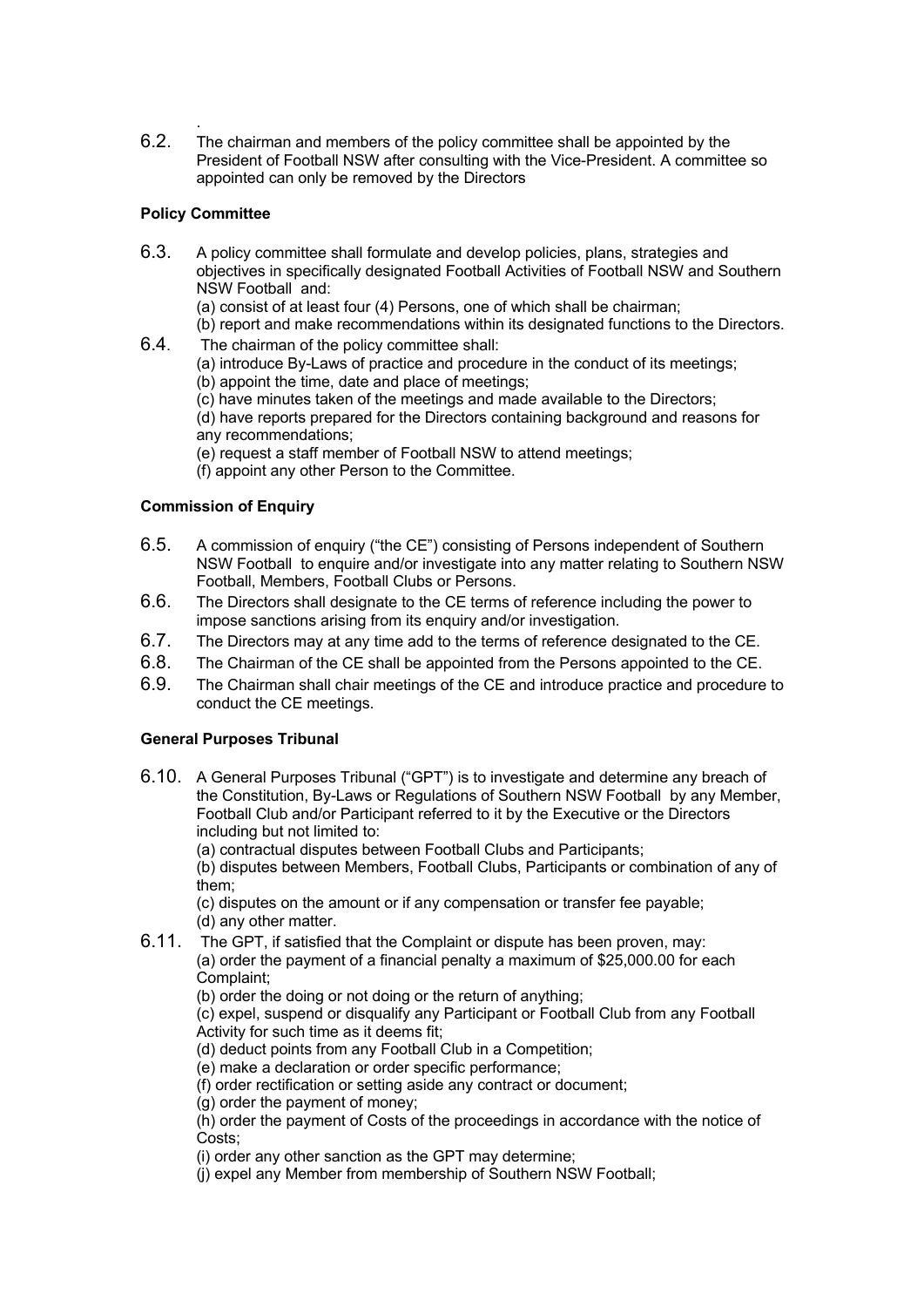.

6.2. The chairman and members of the policy committee shall be appointed by the President of Football NSW after consulting with the Vice-President. A committee so appointed can only be removed by the Directors

**Policy Committee**

6.3. A policy committee shall formulate and develop policies, plans, strategies and objectives in specifically designated Football Activities of Football NSW and Southern NSW Football and:
(a) consist of at least four (4) Persons, one of which shall be chairman;
(b) report and make recommendations within its designated functions to the Directors.

6.4. The chairman of the policy committee shall:
(a) introduce By-Laws of practice and procedure in the conduct of its meetings;
(b) appoint the time, date and place of meetings;
(c) have minutes taken of the meetings and made available to the Directors;
(d) have reports prepared for the Directors containing background and reasons for any recommendations;
(e) request a staff member of Football NSW to attend meetings;
(f) appoint any other Person to the Committee.

**Commission of Enquiry**

6.5. A commission of enquiry ("the CE") consisting of Persons independent of Southern NSW Football to enquire and/or investigate into any matter relating to Southern NSW Football, Members, Football Clubs or Persons.

6.6. The Directors shall designate to the CE terms of reference including the power to impose sanctions arising from its enquiry and/or investigation.

6.7. The Directors may at any time add to the terms of reference designated to the CE.

6.8. The Chairman of the CE shall be appointed from the Persons appointed to the CE.

6.9. The Chairman shall chair meetings of the CE and introduce practice and procedure to conduct the CE meetings.

**General Purposes Tribunal**

6.10. A General Purposes Tribunal ("GPT") is to investigate and determine any breach of the Constitution, By-Laws or Regulations of Southern NSW Football by any Member, Football Club and/or Participant referred to it by the Executive or the Directors including but not limited to:
(a) contractual disputes between Football Clubs and Participants;
(b) disputes between Members, Football Clubs, Participants or combination of any of them;
(c) disputes on the amount or if any compensation or transfer fee payable;
(d) any other matter.

6.11. The GPT, if satisfied that the Complaint or dispute has been proven, may:
(a) order the payment of a financial penalty a maximum of $25,000.00 for each Complaint;
(b) order the doing or not doing or the return of anything;
(c) expel, suspend or disqualify any Participant or Football Club from any Football Activity for such time as it deems fit;
(d) deduct points from any Football Club in a Competition;
(e) make a declaration or order specific performance;
(f) order rectification or setting aside any contract or document;
(g) order the payment of money;
(h) order the payment of Costs of the proceedings in accordance with the notice of Costs;
(i) order any other sanction as the GPT may determine;
(j) expel any Member from membership of Southern NSW Football;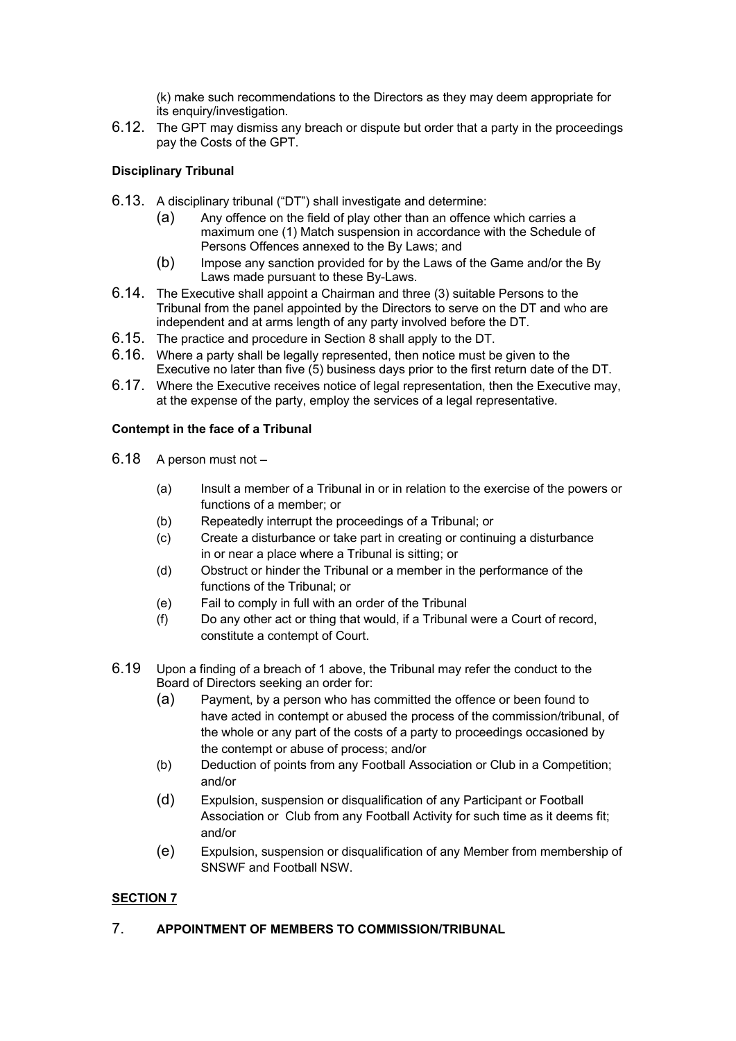(k) make such recommendations to the Directors as they may deem appropriate for its enquiry/investigation.

6.12. The GPT may dismiss any breach or dispute but order that a party in the proceedings pay the Costs of the GPT.

**Disciplinary Tribunal**

6.13. A disciplinary tribunal ("DT") shall investigate and determine:

(a) Any offence on the field of play other than an offence which carries a maximum one (1) Match suspension in accordance with the Schedule of Persons Offences annexed to the By Laws; and

(b) Impose any sanction provided for by the Laws of the Game and/or the By Laws made pursuant to these By-Laws.

6.14. The Executive shall appoint a Chairman and three (3) suitable Persons to the Tribunal from the panel appointed by the Directors to serve on the DT and who are independent and at arms length of any party involved before the DT.

6.15. The practice and procedure in Section 8 shall apply to the DT.

6.16. Where a party shall be legally represented, then notice must be given to the Executive no later than five (5) business days prior to the first return date of the DT.

6.17. Where the Executive receives notice of legal representation, then the Executive may, at the expense of the party, employ the services of a legal representative.

**Contempt in the face of a Tribunal**

6.18 A person must not –

(a) Insult a member of a Tribunal in or in relation to the exercise of the powers or functions of a member; or

(b) Repeatedly interrupt the proceedings of a Tribunal; or

(c) Create a disturbance or take part in creating or continuing a disturbance in or near a place where a Tribunal is sitting; or

(d) Obstruct or hinder the Tribunal or a member in the performance of the functions of the Tribunal; or

(e) Fail to comply in full with an order of the Tribunal

(f) Do any other act or thing that would, if a Tribunal were a Court of record, constitute a contempt of Court.

6.19 Upon a finding of a breach of 1 above, the Tribunal may refer the conduct to the Board of Directors seeking an order for:

(a) Payment, by a person who has committed the offence or been found to have acted in contempt or abused the process of the commission/tribunal, of the whole or any part of the costs of a party to proceedings occasioned by the contempt or abuse of process; and/or

(b) Deduction of points from any Football Association or Club in a Competition; and/or

(d) Expulsion, suspension or disqualification of any Participant or Football Association or Club from any Football Activity for such time as it deems fit; and/or

(e) Expulsion, suspension or disqualification of any Member from membership of SNSWF and Football NSW.

**SECTION 7**

7. **APPOINTMENT OF MEMBERS TO COMMISSION/TRIBUNAL**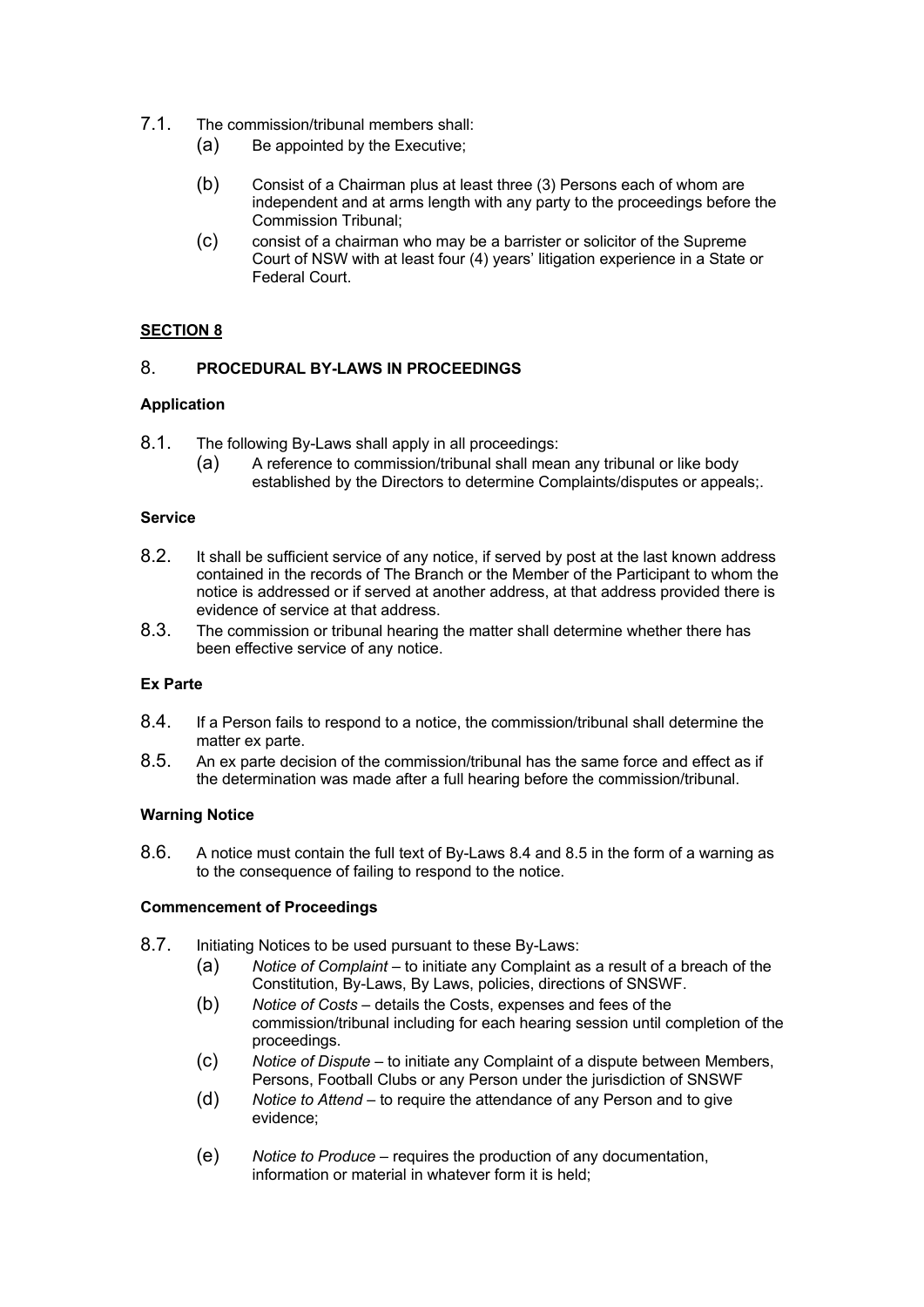7.1. The commission/tribunal members shall:

(a) Be appointed by the Executive;

(b) Consist of a Chairman plus at least three (3) Persons each of whom are independent and at arms length with any party to the proceedings before the Commission Tribunal;

(c) consist of a chairman who may be a barrister or solicitor of the Supreme Court of NSW with at least four (4) years' litigation experience in a State or Federal Court.

## SECTION 8

## 8. PROCEDURAL BY-LAWS IN PROCEEDINGS

### Application

8.1. The following By-Laws shall apply in all proceedings:

(a) A reference to commission/tribunal shall mean any tribunal or like body established by the Directors to determine Complaints/disputes or appeals;.

### Service

8.2. It shall be sufficient service of any notice, if served by post at the last known address contained in the records of The Branch or the Member of the Participant to whom the notice is addressed or if served at another address, at that address provided there is evidence of service at that address.

8.3. The commission or tribunal hearing the matter shall determine whether there has been effective service of any notice.

### Ex Parte

8.4. If a Person fails to respond to a notice, the commission/tribunal shall determine the matter ex parte.

8.5. An ex parte decision of the commission/tribunal has the same force and effect as if the determination was made after a full hearing before the commission/tribunal.

### Warning Notice

8.6. A notice must contain the full text of By-Laws 8.4 and 8.5 in the form of a warning as to the consequence of failing to respond to the notice.

### Commencement of Proceedings

8.7. Initiating Notices to be used pursuant to these By-Laws:

(a) *Notice of Complaint* – to initiate any Complaint as a result of a breach of the Constitution, By-Laws, By Laws, policies, directions of SNSWF.

(b) *Notice of Costs* – details the Costs, expenses and fees of the commission/tribunal including for each hearing session until completion of the proceedings.

(c) *Notice of Dispute* – to initiate any Complaint of a dispute between Members, Persons, Football Clubs or any Person under the jurisdiction of SNSWF

(d) *Notice to Attend* – to require the attendance of any Person and to give evidence;

(e) *Notice to Produce* – requires the production of any documentation, information or material in whatever form it is held;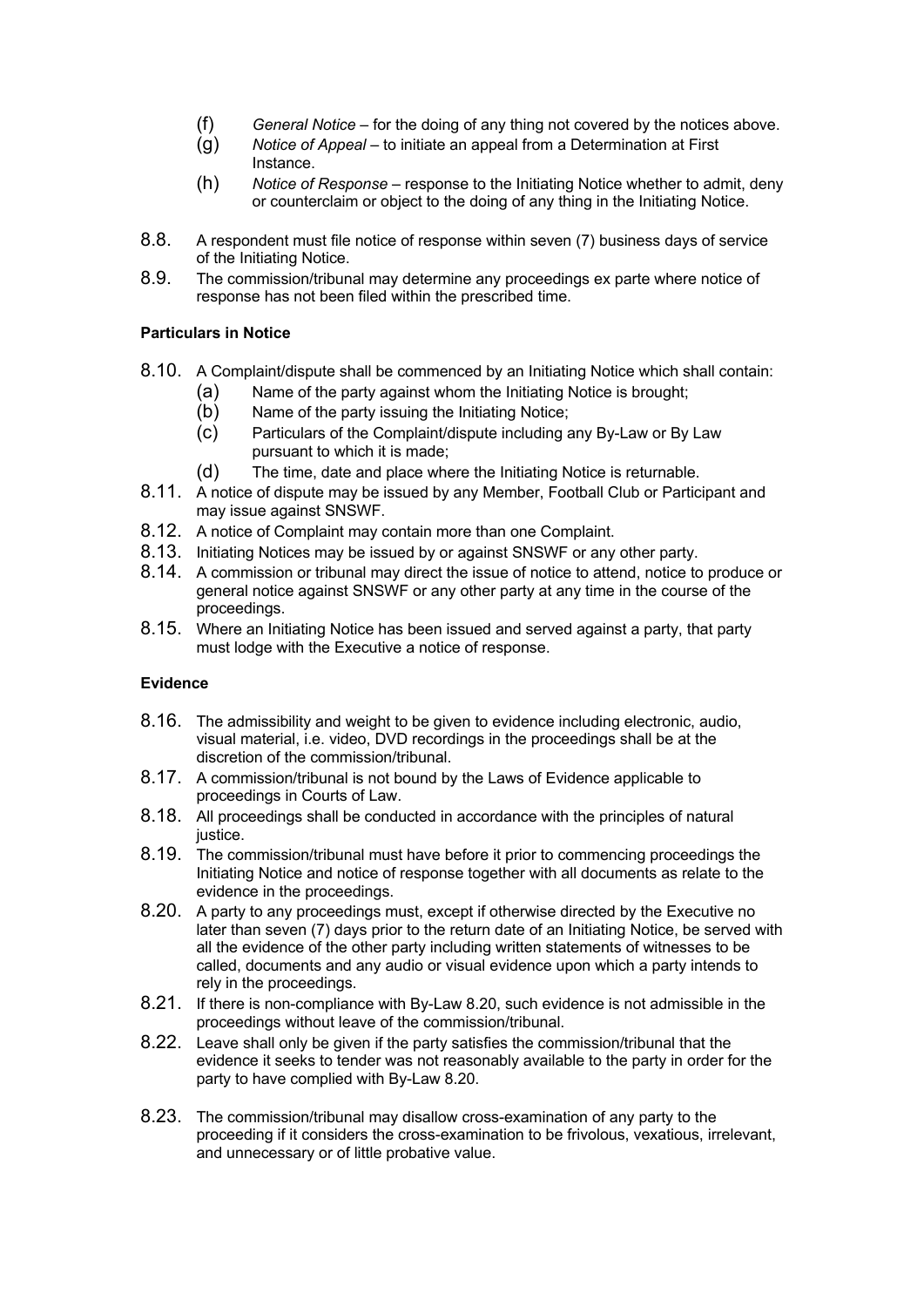(f) *General Notice* – for the doing of any thing not covered by the notices above.

(g) *Notice of Appeal* – to initiate an appeal from a Determination at First Instance.

(h) *Notice of Response* – response to the Initiating Notice whether to admit, deny or counterclaim or object to the doing of any thing in the Initiating Notice.

8.8. A respondent must file notice of response within seven (7) business days of service of the Initiating Notice.

8.9. The commission/tribunal may determine any proceedings ex parte where notice of response has not been filed within the prescribed time.

**Particulars in Notice**

8.10. A Complaint/dispute shall be commenced by an Initiating Notice which shall contain:

(a) Name of the party against whom the Initiating Notice is brought;

(b) Name of the party issuing the Initiating Notice;

(c) Particulars of the Complaint/dispute including any By-Law or By Law pursuant to which it is made;

(d) The time, date and place where the Initiating Notice is returnable.

8.11. A notice of dispute may be issued by any Member, Football Club or Participant and may issue against SNSWF.

8.12. A notice of Complaint may contain more than one Complaint.

8.13. Initiating Notices may be issued by or against SNSWF or any other party.

8.14. A commission or tribunal may direct the issue of notice to attend, notice to produce or general notice against SNSWF or any other party at any time in the course of the proceedings.

8.15. Where an Initiating Notice has been issued and served against a party, that party must lodge with the Executive a notice of response.

**Evidence**

8.16. The admissibility and weight to be given to evidence including electronic, audio, visual material, i.e. video, DVD recordings in the proceedings shall be at the discretion of the commission/tribunal.

8.17. A commission/tribunal is not bound by the Laws of Evidence applicable to proceedings in Courts of Law.

8.18. All proceedings shall be conducted in accordance with the principles of natural justice.

8.19. The commission/tribunal must have before it prior to commencing proceedings the Initiating Notice and notice of response together with all documents as relate to the evidence in the proceedings.

8.20. A party to any proceedings must, except if otherwise directed by the Executive no later than seven (7) days prior to the return date of an Initiating Notice, be served with all the evidence of the other party including written statements of witnesses to be called, documents and any audio or visual evidence upon which a party intends to rely in the proceedings.

8.21. If there is non-compliance with By-Law 8.20, such evidence is not admissible in the proceedings without leave of the commission/tribunal.

8.22. Leave shall only be given if the party satisfies the commission/tribunal that the evidence it seeks to tender was not reasonably available to the party in order for the party to have complied with By-Law 8.20.

8.23. The commission/tribunal may disallow cross-examination of any party to the proceeding if it considers the cross-examination to be frivolous, vexatious, irrelevant, and unnecessary or of little probative value.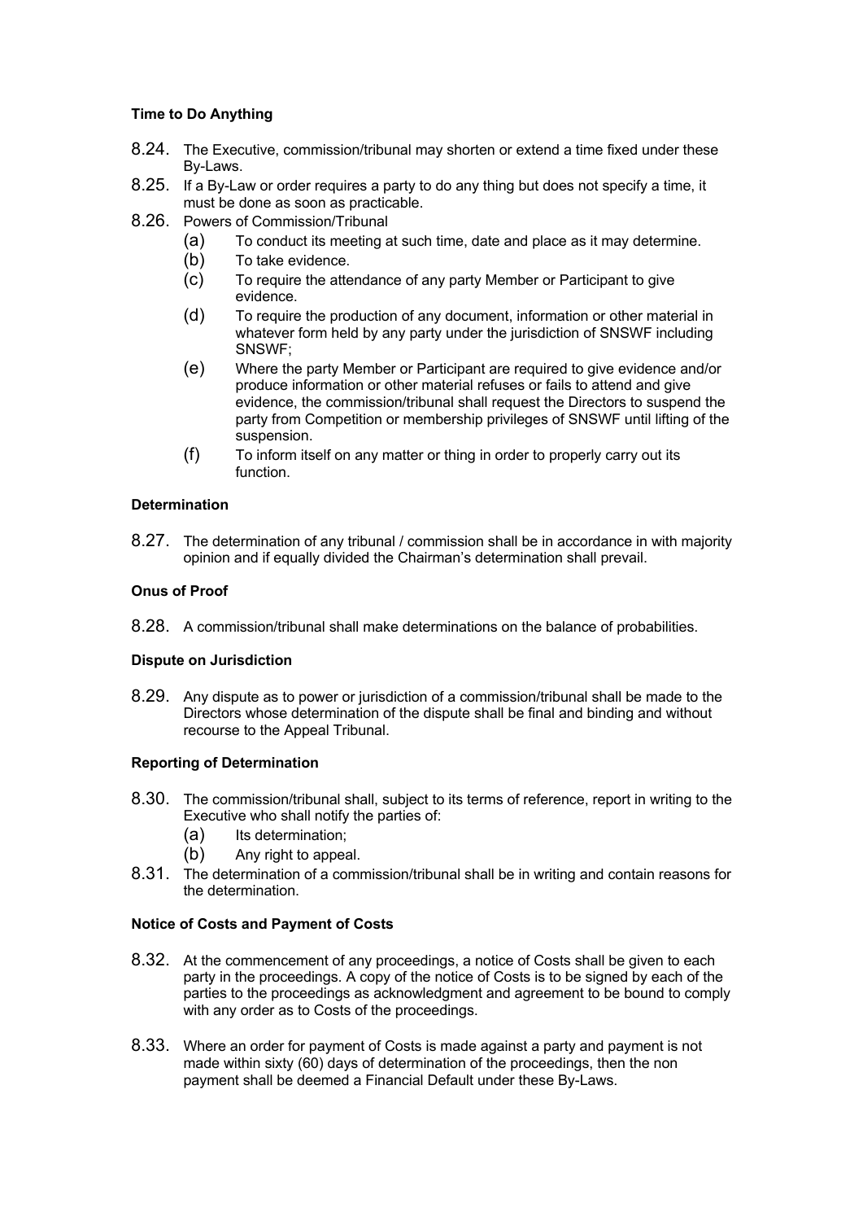**Time to Do Anything**

8.24. The Executive, commission/tribunal may shorten or extend a time fixed under these By-Laws.

8.25. If a By-Law or order requires a party to do any thing but does not specify a time, it must be done as soon as practicable.

8.26. Powers of Commission/Tribunal

- (a) To conduct its meeting at such time, date and place as it may determine.
- (b) To take evidence.
- (c) To require the attendance of any party Member or Participant to give evidence.
- (d) To require the production of any document, information or other material in whatever form held by any party under the jurisdiction of SNSWF including SNSWF;
- (e) Where the party Member or Participant are required to give evidence and/or produce information or other material refuses or fails to attend and give evidence, the commission/tribunal shall request the Directors to suspend the party from Competition or membership privileges of SNSWF until lifting of the suspension.
- (f) To inform itself on any matter or thing in order to properly carry out its function.

**Determination**

8.27. The determination of any tribunal / commission shall be in accordance in with majority opinion and if equally divided the Chairman's determination shall prevail.

**Onus of Proof**

8.28. A commission/tribunal shall make determinations on the balance of probabilities.

**Dispute on Jurisdiction**

8.29. Any dispute as to power or jurisdiction of a commission/tribunal shall be made to the Directors whose determination of the dispute shall be final and binding and without recourse to the Appeal Tribunal.

**Reporting of Determination**

8.30. The commission/tribunal shall, subject to its terms of reference, report in writing to the Executive who shall notify the parties of:

- (a) Its determination;
- (b) Any right to appeal.

8.31. The determination of a commission/tribunal shall be in writing and contain reasons for the determination.

**Notice of Costs and Payment of Costs**

8.32. At the commencement of any proceedings, a notice of Costs shall be given to each party in the proceedings. A copy of the notice of Costs is to be signed by each of the parties to the proceedings as acknowledgment and agreement to be bound to comply with any order as to Costs of the proceedings.

8.33. Where an order for payment of Costs is made against a party and payment is not made within sixty (60) days of determination of the proceedings, then the non payment shall be deemed a Financial Default under these By-Laws.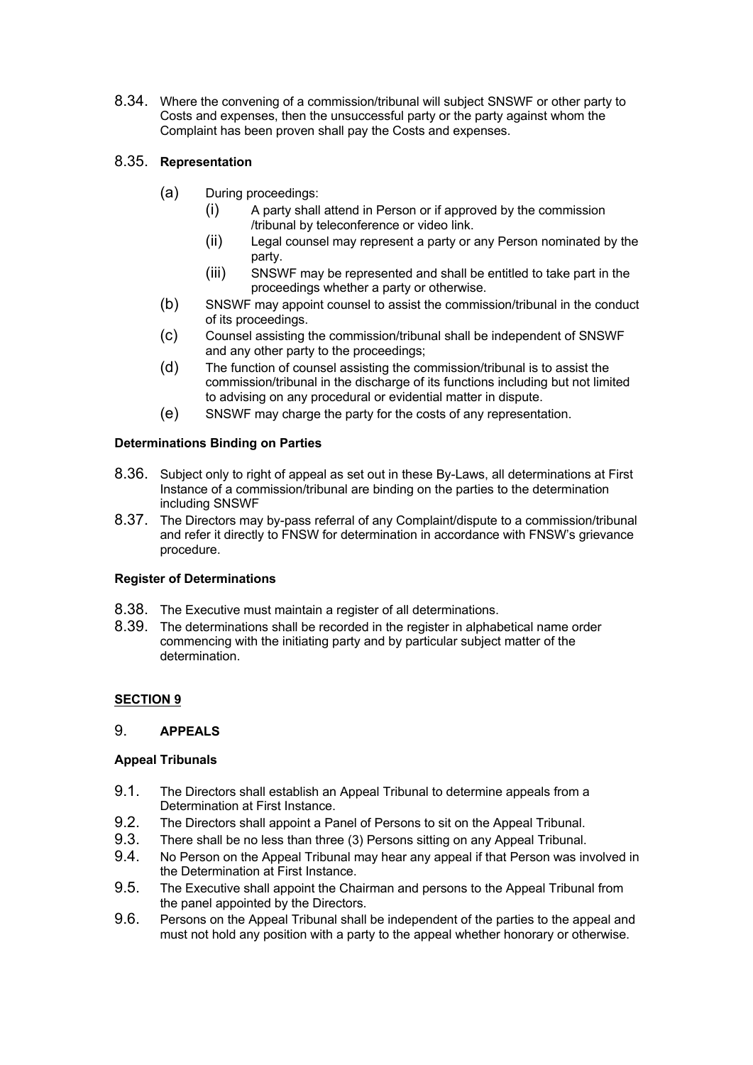8.34. Where the convening of a commission/tribunal will subject SNSWF or other party to Costs and expenses, then the unsuccessful party or the party against whom the Complaint has been proven shall pay the Costs and expenses.

8.35. **Representation**

(a) During proceedings:

(i) A party shall attend in Person or if approved by the commission /tribunal by teleconference or video link.

(ii) Legal counsel may represent a party or any Person nominated by the party.

(iii) SNSWF may be represented and shall be entitled to take part in the proceedings whether a party or otherwise.

(b) SNSWF may appoint counsel to assist the commission/tribunal in the conduct of its proceedings.

(c) Counsel assisting the commission/tribunal shall be independent of SNSWF and any other party to the proceedings;

(d) The function of counsel assisting the commission/tribunal is to assist the commission/tribunal in the discharge of its functions including but not limited to advising on any procedural or evidential matter in dispute.

(e) SNSWF may charge the party for the costs of any representation.

**Determinations Binding on Parties**

8.36. Subject only to right of appeal as set out in these By-Laws, all determinations at First Instance of a commission/tribunal are binding on the parties to the determination including SNSWF

8.37. The Directors may by-pass referral of any Complaint/dispute to a commission/tribunal and refer it directly to FNSW for determination in accordance with FNSW's grievance procedure.

**Register of Determinations**

8.38. The Executive must maintain a register of all determinations.

8.39. The determinations shall be recorded in the register in alphabetical name order commencing with the initiating party and by particular subject matter of the determination.

## SECTION 9

## 9. APPEALS

**Appeal Tribunals**

9.1. The Directors shall establish an Appeal Tribunal to determine appeals from a Determination at First Instance.

9.2. The Directors shall appoint a Panel of Persons to sit on the Appeal Tribunal.

9.3. There shall be no less than three (3) Persons sitting on any Appeal Tribunal.

9.4. No Person on the Appeal Tribunal may hear any appeal if that Person was involved in the Determination at First Instance.

9.5. The Executive shall appoint the Chairman and persons to the Appeal Tribunal from the panel appointed by the Directors.

9.6. Persons on the Appeal Tribunal shall be independent of the parties to the appeal and must not hold any position with a party to the appeal whether honorary or otherwise.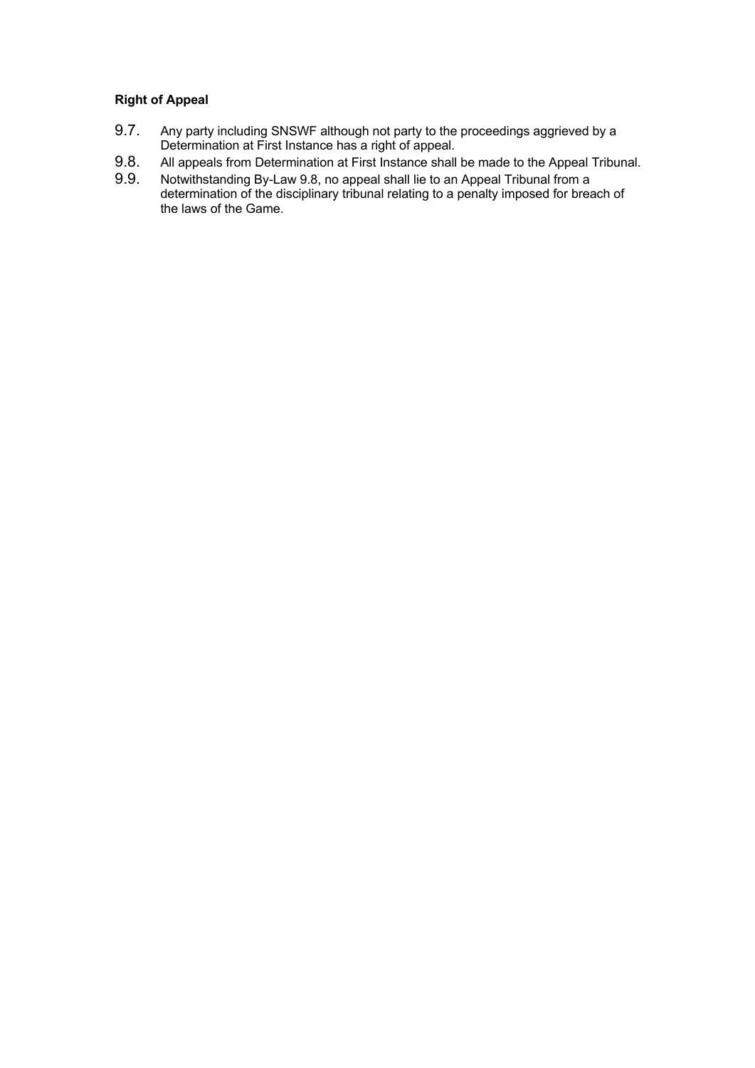**Right of Appeal**

9.7. Any party including SNSWF although not party to the proceedings aggrieved by a Determination at First Instance has a right of appeal.

9.8. All appeals from Determination at First Instance shall be made to the Appeal Tribunal.

9.9. Notwithstanding By-Law 9.8, no appeal shall lie to an Appeal Tribunal from a determination of the disciplinary tribunal relating to a penalty imposed for breach of the laws of the Game.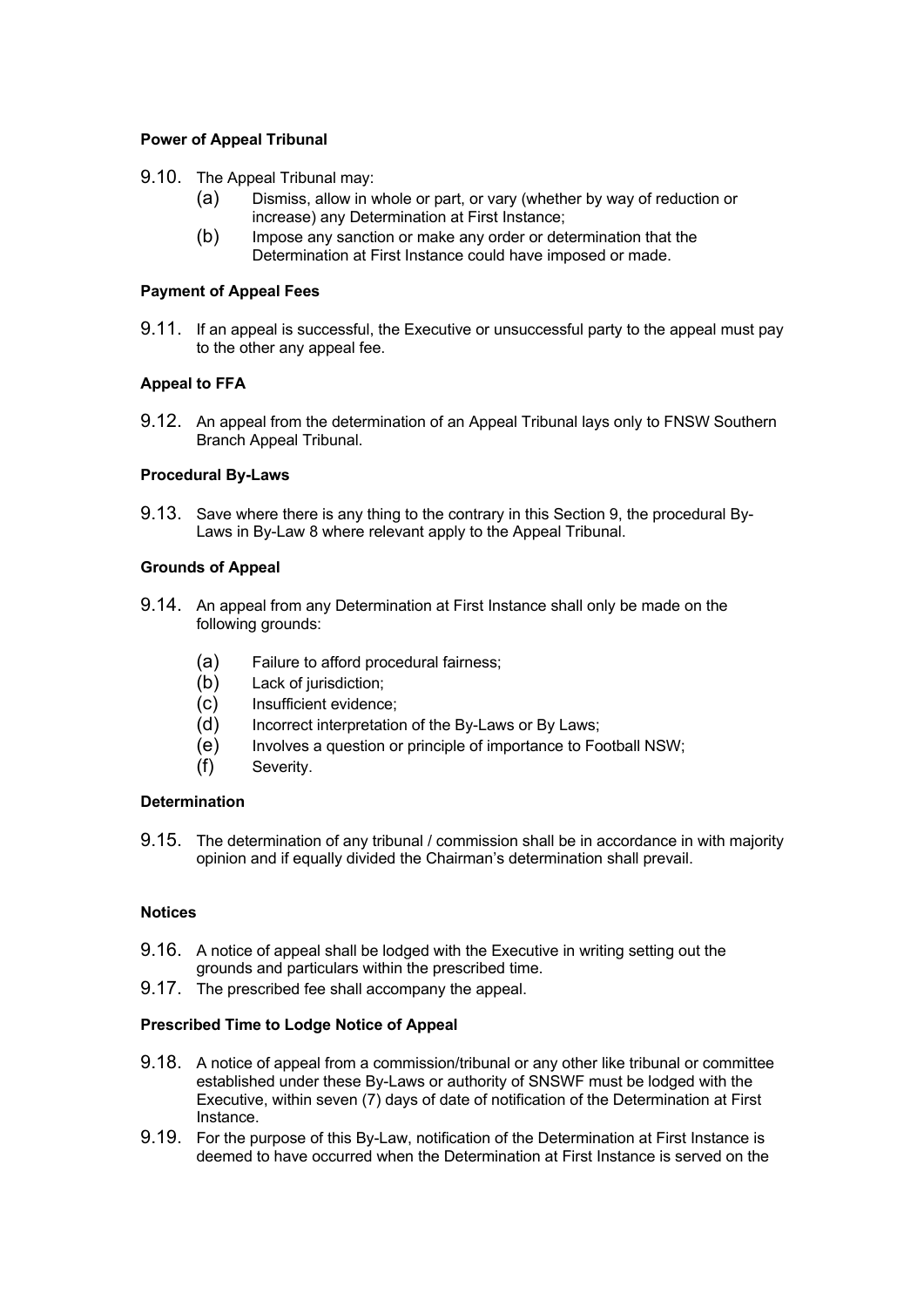**Power of Appeal Tribunal**

9.10. The Appeal Tribunal may:

(a) Dismiss, allow in whole or part, or vary (whether by way of reduction or increase) any Determination at First Instance;

(b) Impose any sanction or make any order or determination that the Determination at First Instance could have imposed or made.

**Payment of Appeal Fees**

9.11. If an appeal is successful, the Executive or unsuccessful party to the appeal must pay to the other any appeal fee.

**Appeal to FFA**

9.12. An appeal from the determination of an Appeal Tribunal lays only to FNSW Southern Branch Appeal Tribunal.

**Procedural By-Laws**

9.13. Save where there is any thing to the contrary in this Section 9, the procedural By-Laws in By-Law 8 where relevant apply to the Appeal Tribunal.

**Grounds of Appeal**

9.14. An appeal from any Determination at First Instance shall only be made on the following grounds:

(a) Failure to afford procedural fairness;

(b) Lack of jurisdiction;

(c) Insufficient evidence;

(d) Incorrect interpretation of the By-Laws or By Laws;

(e) Involves a question or principle of importance to Football NSW;

(f) Severity.

**Determination**

9.15. The determination of any tribunal / commission shall be in accordance in with majority opinion and if equally divided the Chairman's determination shall prevail.

**Notices**

9.16. A notice of appeal shall be lodged with the Executive in writing setting out the grounds and particulars within the prescribed time.

9.17. The prescribed fee shall accompany the appeal.

**Prescribed Time to Lodge Notice of Appeal**

9.18. A notice of appeal from a commission/tribunal or any other like tribunal or committee established under these By-Laws or authority of SNSWF must be lodged with the Executive, within seven (7) days of date of notification of the Determination at First Instance.

9.19. For the purpose of this By-Law, notification of the Determination at First Instance is deemed to have occurred when the Determination at First Instance is served on the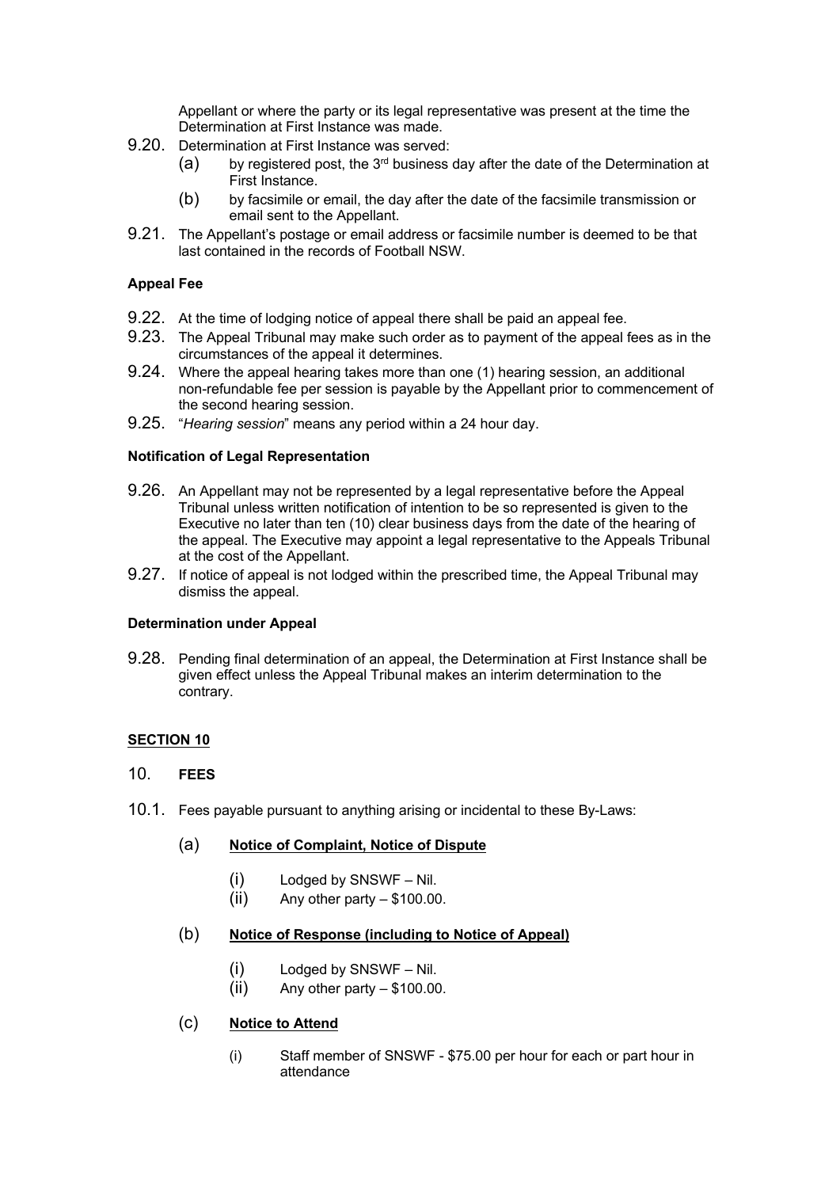Appellant or where the party or its legal representative was present at the time the Determination at First Instance was made.

9.20. Determination at First Instance was served:

(a) by registered post, the 3rd business day after the date of the Determination at First Instance.

(b) by facsimile or email, the day after the date of the facsimile transmission or email sent to the Appellant.

9.21. The Appellant's postage or email address or facsimile number is deemed to be that last contained in the records of Football NSW.

**Appeal Fee**

9.22. At the time of lodging notice of appeal there shall be paid an appeal fee.

9.23. The Appeal Tribunal may make such order as to payment of the appeal fees as in the circumstances of the appeal it determines.

9.24. Where the appeal hearing takes more than one (1) hearing session, an additional non-refundable fee per session is payable by the Appellant prior to commencement of the second hearing session.

9.25. "*Hearing session*" means any period within a 24 hour day.

**Notification of Legal Representation**

9.26. An Appellant may not be represented by a legal representative before the Appeal Tribunal unless written notification of intention to be so represented is given to the Executive no later than ten (10) clear business days from the date of the hearing of the appeal. The Executive may appoint a legal representative to the Appeals Tribunal at the cost of the Appellant.

9.27. If notice of appeal is not lodged within the prescribed time, the Appeal Tribunal may dismiss the appeal.

**Determination under Appeal**

9.28. Pending final determination of an appeal, the Determination at First Instance shall be given effect unless the Appeal Tribunal makes an interim determination to the contrary.

**SECTION 10**

10. **FEES**

10.1. Fees payable pursuant to anything arising or incidental to these By-Laws:

(a) **Notice of Complaint, Notice of Dispute**

(i) Lodged by SNSWF – Nil.

(ii) Any other party – $100.00.

(b) **Notice of Response (including to Notice of Appeal)**

(i) Lodged by SNSWF – Nil.

(ii) Any other party – $100.00.

(c) **Notice to Attend**

(i) Staff member of SNSWF - $75.00 per hour for each or part hour in attendance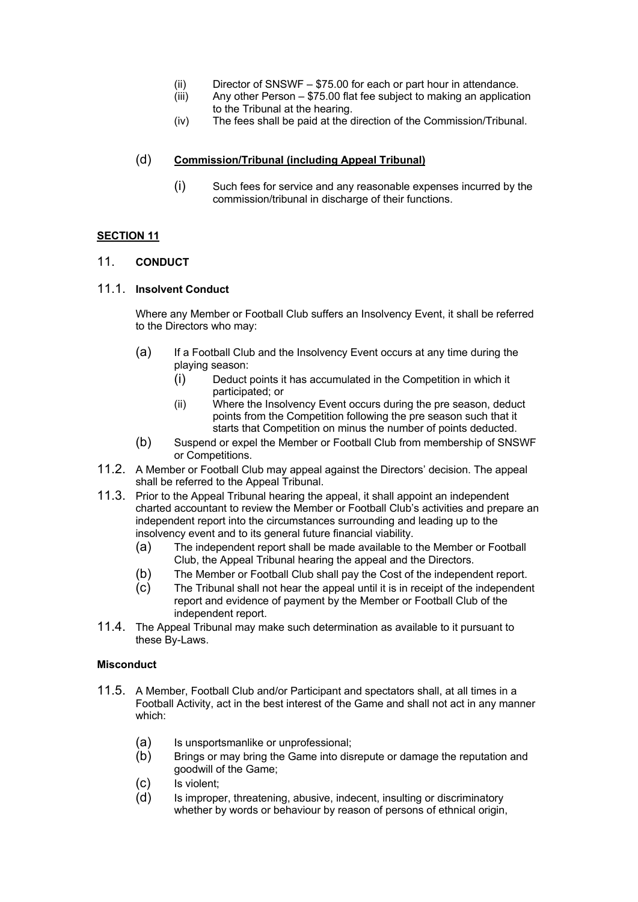(ii) Director of SNSWF – $75.00 for each or part hour in attendance.

(iii) Any other Person – $75.00 flat fee subject to making an application to the Tribunal at the hearing.

(iv) The fees shall be paid at the direction of the Commission/Tribunal.

(d) **<u>Commission/Tribunal (including Appeal Tribunal)</u>**

(i) Such fees for service and any reasonable expenses incurred by the commission/tribunal in discharge of their functions.

**<u>SECTION 11</u>**

## 11. CONDUCT

### 11.1. Insolvent Conduct

Where any Member or Football Club suffers an Insolvency Event, it shall be referred to the Directors who may:

(a) If a Football Club and the Insolvency Event occurs at any time during the playing season:

(i) Deduct points it has accumulated in the Competition in which it participated; or

(ii) Where the Insolvency Event occurs during the pre season, deduct points from the Competition following the pre season such that it starts that Competition on minus the number of points deducted.

(b) Suspend or expel the Member or Football Club from membership of SNSWF or Competitions.

11.2. A Member or Football Club may appeal against the Directors' decision. The appeal shall be referred to the Appeal Tribunal.

11.3. Prior to the Appeal Tribunal hearing the appeal, it shall appoint an independent charted accountant to review the Member or Football Club's activities and prepare an independent report into the circumstances surrounding and leading up to the insolvency event and to its general future financial viability.

(a) The independent report shall be made available to the Member or Football Club, the Appeal Tribunal hearing the appeal and the Directors.

(b) The Member or Football Club shall pay the Cost of the independent report.

(c) The Tribunal shall not hear the appeal until it is in receipt of the independent report and evidence of payment by the Member or Football Club of the independent report.

11.4. The Appeal Tribunal may make such determination as available to it pursuant to these By-Laws.

**Misconduct**

11.5. A Member, Football Club and/or Participant and spectators shall, at all times in a Football Activity, act in the best interest of the Game and shall not act in any manner which:

(a) Is unsportsmanlike or unprofessional;

(b) Brings or may bring the Game into disrepute or damage the reputation and goodwill of the Game;

(c) Is violent;

(d) Is improper, threatening, abusive, indecent, insulting or discriminatory whether by words or behaviour by reason of persons of ethnical origin,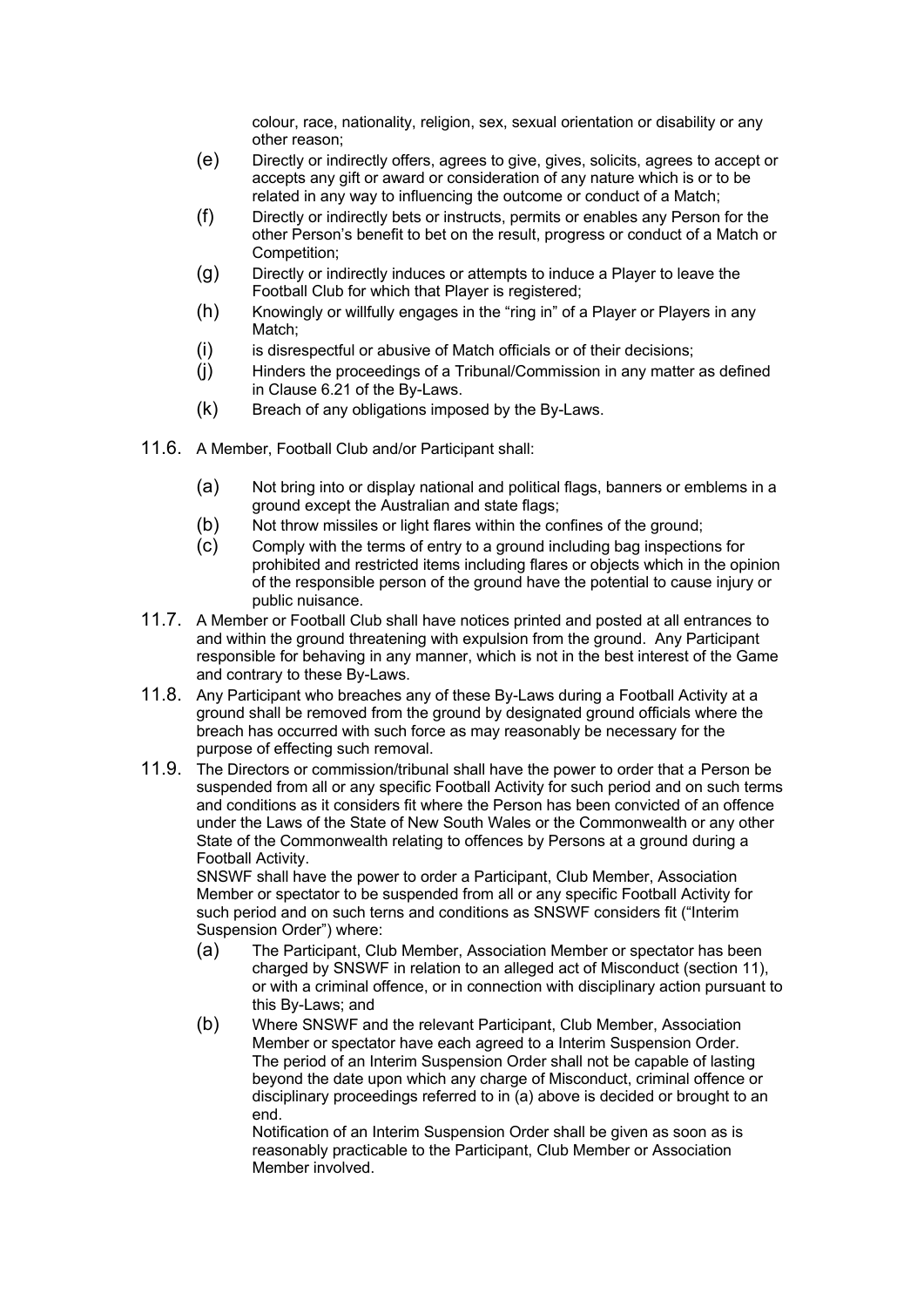colour, race, nationality, religion, sex, sexual orientation or disability or any other reason;

(e) Directly or indirectly offers, agrees to give, gives, solicits, agrees to accept or accepts any gift or award or consideration of any nature which is or to be related in any way to influencing the outcome or conduct of a Match;

(f) Directly or indirectly bets or instructs, permits or enables any Person for the other Person's benefit to bet on the result, progress or conduct of a Match or Competition;

(g) Directly or indirectly induces or attempts to induce a Player to leave the Football Club for which that Player is registered;

(h) Knowingly or willfully engages in the "ring in" of a Player or Players in any Match;

(i) is disrespectful or abusive of Match officials or of their decisions;

(j) Hinders the proceedings of a Tribunal/Commission in any matter as defined in Clause 6.21 of the By-Laws.

(k) Breach of any obligations imposed by the By-Laws.

11.6. A Member, Football Club and/or Participant shall:

(a) Not bring into or display national and political flags, banners or emblems in a ground except the Australian and state flags;

(b) Not throw missiles or light flares within the confines of the ground;

(c) Comply with the terms of entry to a ground including bag inspections for prohibited and restricted items including flares or objects which in the opinion of the responsible person of the ground have the potential to cause injury or public nuisance.

11.7. A Member or Football Club shall have notices printed and posted at all entrances to and within the ground threatening with expulsion from the ground. Any Participant responsible for behaving in any manner, which is not in the best interest of the Game and contrary to these By-Laws.

11.8. Any Participant who breaches any of these By-Laws during a Football Activity at a ground shall be removed from the ground by designated ground officials where the breach has occurred with such force as may reasonably be necessary for the purpose of effecting such removal.

11.9. The Directors or commission/tribunal shall have the power to order that a Person be suspended from all or any specific Football Activity for such period and on such terms and conditions as it considers fit where the Person has been convicted of an offence under the Laws of the State of New South Wales or the Commonwealth or any other State of the Commonwealth relating to offences by Persons at a ground during a Football Activity.

SNSWF shall have the power to order a Participant, Club Member, Association Member or spectator to be suspended from all or any specific Football Activity for such period and on such terns and conditions as SNSWF considers fit ("Interim Suspension Order") where:

(a) The Participant, Club Member, Association Member or spectator has been charged by SNSWF in relation to an alleged act of Misconduct (section 11), or with a criminal offence, or in connection with disciplinary action pursuant to this By-Laws; and

(b) Where SNSWF and the relevant Participant, Club Member, Association Member or spectator have each agreed to a Interim Suspension Order. The period of an Interim Suspension Order shall not be capable of lasting beyond the date upon which any charge of Misconduct, criminal offence or disciplinary proceedings referred to in (a) above is decided or brought to an end.

Notification of an Interim Suspension Order shall be given as soon as is reasonably practicable to the Participant, Club Member or Association Member involved.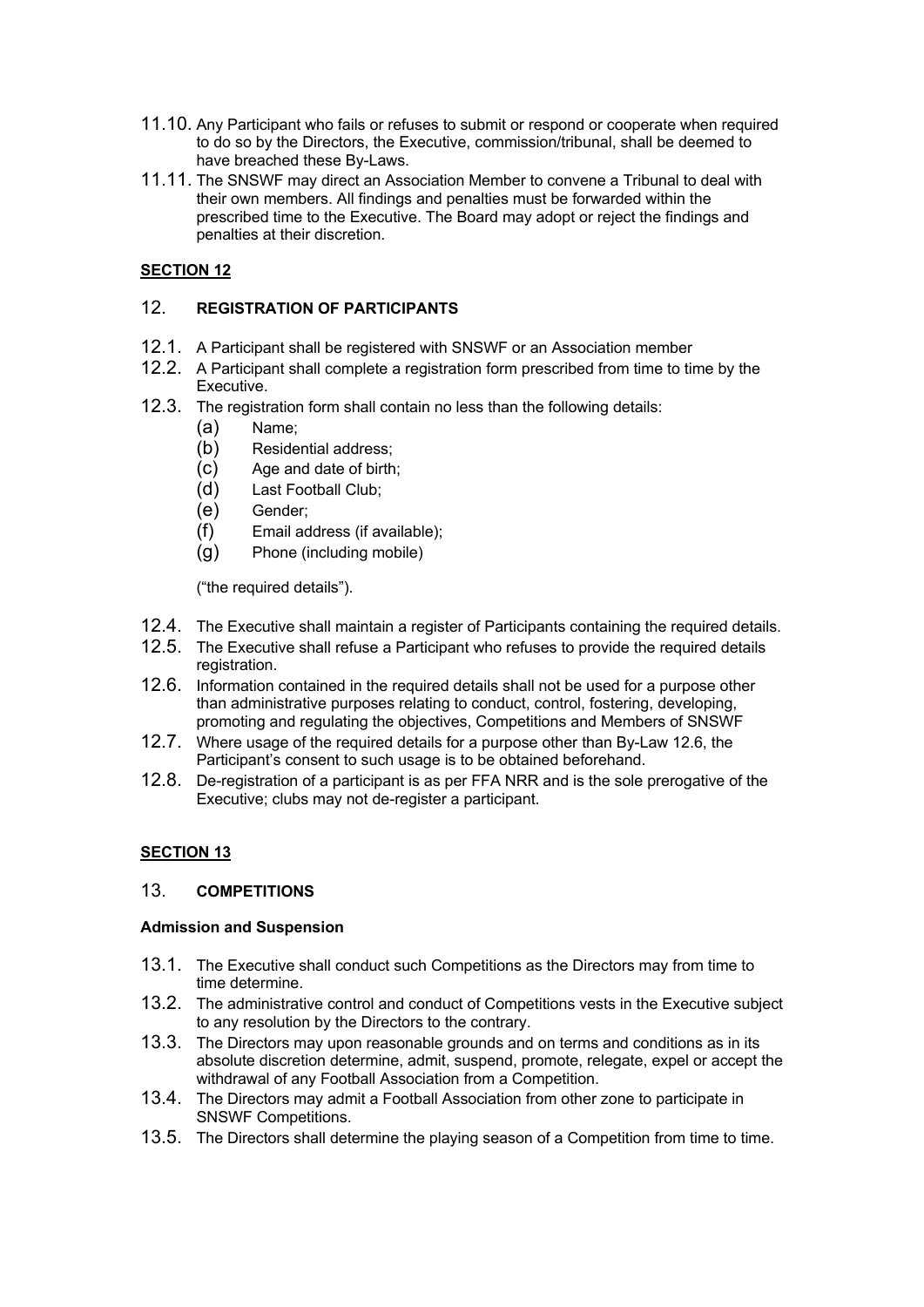11.10. Any Participant who fails or refuses to submit or respond or cooperate when required to do so by the Directors, the Executive, commission/tribunal, shall be deemed to have breached these By-Laws.

11.11. The SNSWF may direct an Association Member to convene a Tribunal to deal with their own members. All findings and penalties must be forwarded within the prescribed time to the Executive. The Board may adopt or reject the findings and penalties at their discretion.

**SECTION 12**

## 12. REGISTRATION OF PARTICIPANTS

12.1. A Participant shall be registered with SNSWF or an Association member

12.2. A Participant shall complete a registration form prescribed from time to time by the Executive.

12.3. The registration form shall contain no less than the following details:

- (a) Name;
- (b) Residential address;
- (c) Age and date of birth;
- (d) Last Football Club;
- (e) Gender;
- (f) Email address (if available);
- (g) Phone (including mobile)

("the required details").

12.4. The Executive shall maintain a register of Participants containing the required details.

12.5. The Executive shall refuse a Participant who refuses to provide the required details registration.

12.6. Information contained in the required details shall not be used for a purpose other than administrative purposes relating to conduct, control, fostering, developing, promoting and regulating the objectives, Competitions and Members of SNSWF

12.7. Where usage of the required details for a purpose other than By-Law 12.6, the Participant's consent to such usage is to be obtained beforehand.

12.8. De-registration of a participant is as per FFA NRR and is the sole prerogative of the Executive; clubs may not de-register a participant.

**SECTION 13**

## 13. COMPETITIONS

**Admission and Suspension**

13.1. The Executive shall conduct such Competitions as the Directors may from time to time determine.

13.2. The administrative control and conduct of Competitions vests in the Executive subject to any resolution by the Directors to the contrary.

13.3. The Directors may upon reasonable grounds and on terms and conditions as in its absolute discretion determine, admit, suspend, promote, relegate, expel or accept the withdrawal of any Football Association from a Competition.

13.4. The Directors may admit a Football Association from other zone to participate in SNSWF Competitions.

13.5. The Directors shall determine the playing season of a Competition from time to time.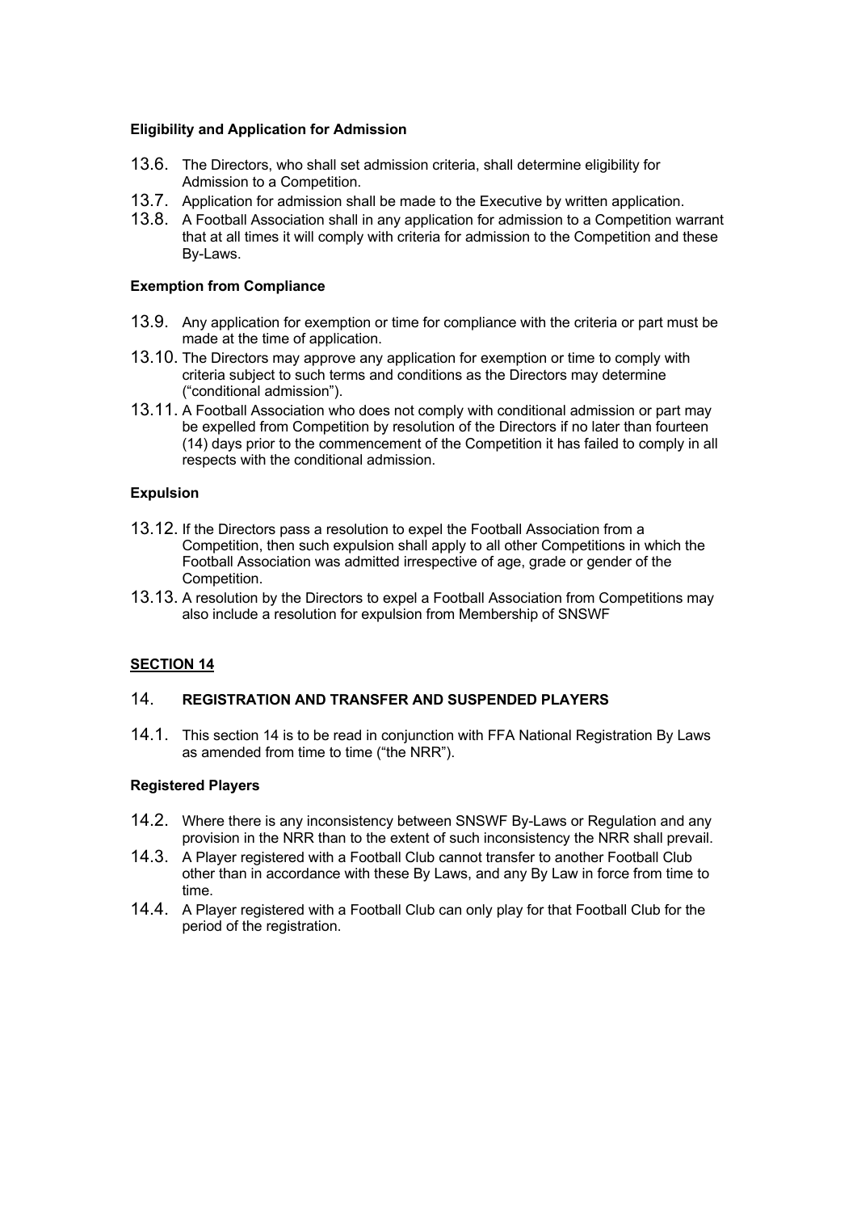**Eligibility and Application for Admission**

13.6. The Directors, who shall set admission criteria, shall determine eligibility for Admission to a Competition.

13.7. Application for admission shall be made to the Executive by written application.

13.8. A Football Association shall in any application for admission to a Competition warrant that at all times it will comply with criteria for admission to the Competition and these By-Laws.

**Exemption from Compliance**

13.9. Any application for exemption or time for compliance with the criteria or part must be made at the time of application.

13.10. The Directors may approve any application for exemption or time to comply with criteria subject to such terms and conditions as the Directors may determine ("conditional admission").

13.11. A Football Association who does not comply with conditional admission or part may be expelled from Competition by resolution of the Directors if no later than fourteen (14) days prior to the commencement of the Competition it has failed to comply in all respects with the conditional admission.

**Expulsion**

13.12. If the Directors pass a resolution to expel the Football Association from a Competition, then such expulsion shall apply to all other Competitions in which the Football Association was admitted irrespective of age, grade or gender of the Competition.

13.13. A resolution by the Directors to expel a Football Association from Competitions may also include a resolution for expulsion from Membership of SNSWF

## SECTION 14

### 14. REGISTRATION AND TRANSFER AND SUSPENDED PLAYERS

14.1. This section 14 is to be read in conjunction with FFA National Registration By Laws as amended from time to time ("the NRR").

**Registered Players**

14.2. Where there is any inconsistency between SNSWF By-Laws or Regulation and any provision in the NRR than to the extent of such inconsistency the NRR shall prevail.

14.3. A Player registered with a Football Club cannot transfer to another Football Club other than in accordance with these By Laws, and any By Law in force from time to time.

14.4. A Player registered with a Football Club can only play for that Football Club for the period of the registration.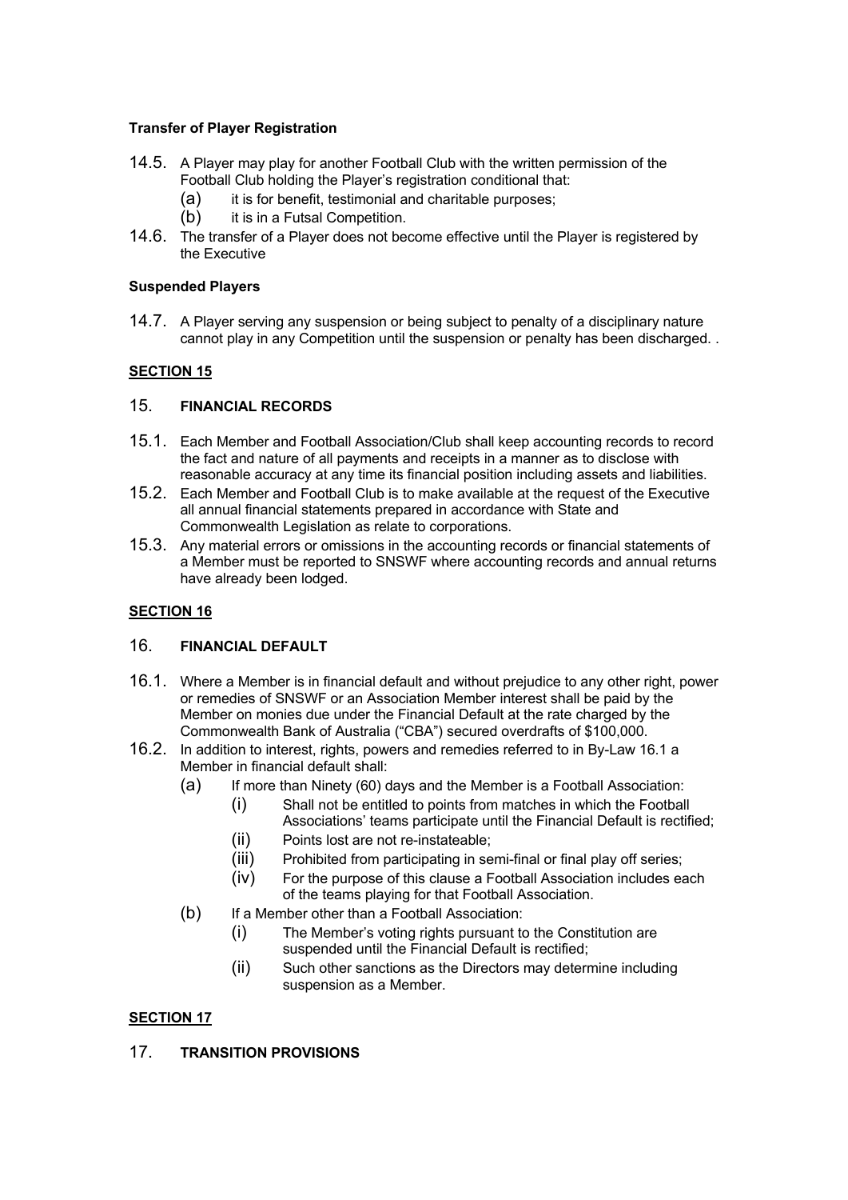**Transfer of Player Registration**

14.5. A Player may play for another Football Club with the written permission of the Football Club holding the Player's registration conditional that:

- (a) it is for benefit, testimonial and charitable purposes;
- (b) it is in a Futsal Competition.

14.6. The transfer of a Player does not become effective until the Player is registered by the Executive

**Suspended Players**

14.7. A Player serving any suspension or being subject to penalty of a disciplinary nature cannot play in any Competition until the suspension or penalty has been discharged. .

**SECTION 15**

## 15. FINANCIAL RECORDS

15.1. Each Member and Football Association/Club shall keep accounting records to record the fact and nature of all payments and receipts in a manner as to disclose with reasonable accuracy at any time its financial position including assets and liabilities.

15.2. Each Member and Football Club is to make available at the request of the Executive all annual financial statements prepared in accordance with State and Commonwealth Legislation as relate to corporations.

15.3. Any material errors or omissions in the accounting records or financial statements of a Member must be reported to SNSWF where accounting records and annual returns have already been lodged.

**SECTION 16**

## 16. FINANCIAL DEFAULT

16.1. Where a Member is in financial default and without prejudice to any other right, power or remedies of SNSWF or an Association Member interest shall be paid by the Member on monies due under the Financial Default at the rate charged by the Commonwealth Bank of Australia ("CBA") secured overdrafts of $100,000.

16.2. In addition to interest, rights, powers and remedies referred to in By-Law 16.1 a Member in financial default shall:

- (a) If more than Ninety (60) days and the Member is a Football Association:
  - (i) Shall not be entitled to points from matches in which the Football Associations' teams participate until the Financial Default is rectified;
  - (ii) Points lost are not re-instateable;
  - (iii) Prohibited from participating in semi-final or final play off series;
  - (iv) For the purpose of this clause a Football Association includes each of the teams playing for that Football Association.
- (b) If a Member other than a Football Association:
  - (i) The Member's voting rights pursuant to the Constitution are suspended until the Financial Default is rectified;
  - (ii) Such other sanctions as the Directors may determine including suspension as a Member.

**SECTION 17**

## 17. TRANSITION PROVISIONS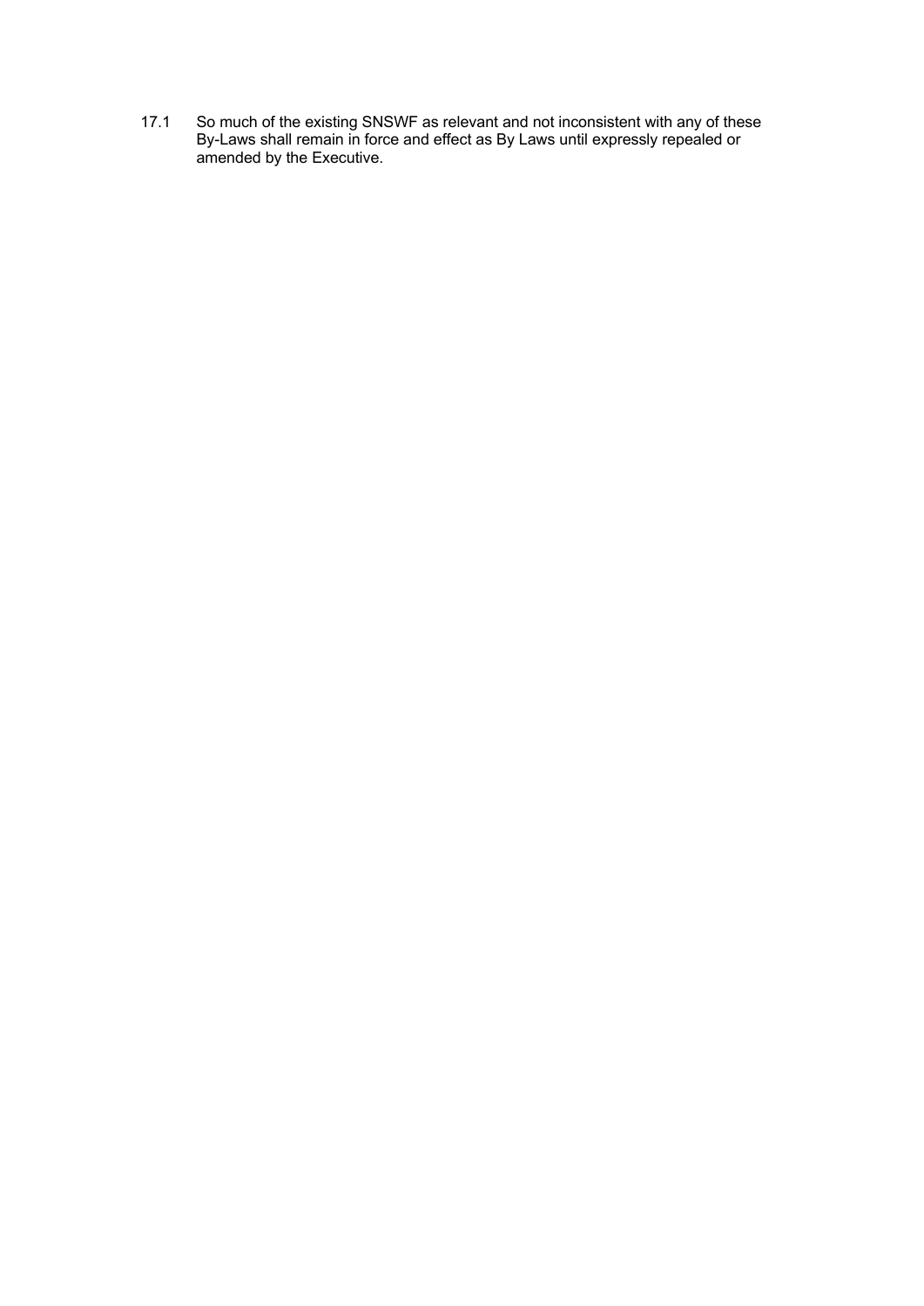17.1 So much of the existing SNSWF as relevant and not inconsistent with any of these By-Laws shall remain in force and effect as By Laws until expressly repealed or amended by the Executive.